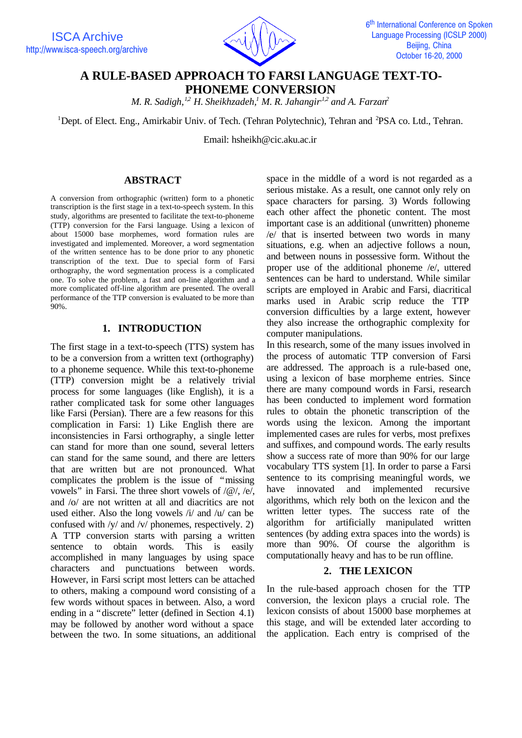# A RULE-BASED APPROACH TO FARSI LANGUAGE TEXT-TO-PHONEME CONVERSION

*M. R. Sadigh,[1,2] H. Sheikhzadeh,[1] M. R. Jahangir[1,2] and A. Farzan[2]*

[1]Dept. of Elect. Eng., Amirkabir Univ. of Tech. (Tehran Polytechnic), Tehran and [2]PSA co. Ltd., Tehran.

Email: hsheikh@cic.aku.ac.ir

## ABSTRACT

A conversion from orthographic (written) form to a phonetic transcription is the first stage in a text-to-speech system. In this study, algorithms are presented to facilitate the text-to-phoneme (TTP) conversion for the Farsi language. Using a lexicon of about 15000 base morphemes, word formation rules are investigated and implemented. Moreover, a word segmentation of the written sentence has to be done prior to any phonetic transcription of the text. Due to special form of Farsi orthography, the word segmentation process is a complicated one. To solve the problem, a fast and on-line algorithm and a more complicated off-line algorithm are presented. The overall performance of the TTP conversion is evaluated to be more than 90%.

## 1. INTRODUCTION

The first stage in a text-to-speech (TTS) system has to be a conversion from a written text (orthography) to a phoneme sequence. While this text-to-phoneme (TTP) conversion might be a relatively trivial process for some languages (like English), it is a rather complicated task for some other languages like Farsi (Persian). There are a few reasons for this complication in Farsi: 1) Like English there are inconsistencies in Farsi orthography, a single letter can stand for more than one sound, several letters can stand for the same sound, and there are letters that are written but are not pronounced. What complicates the problem is the issue of "missing vowels" in Farsi. The three short vowels of /@/, /e/, and /o/ are not written at all and diacritics are not used either. Also the long vowels /i/ and /u/ can be confused with /y/ and /v/ phonemes, respectively. 2) A TTP conversion starts with parsing a written sentence to obtain words. This is easily accomplished in many languages by using space characters and punctuations between words. However, in Farsi script most letters can be attached to others, making a compound word consisting of a few words without spaces in between. Also, a word ending in a "discrete" letter (defined in Section 4.1) may be followed by another word without a space between the two. In some situations, an additional space in the middle of a word is not regarded as a serious mistake. As a result, one cannot only rely on space characters for parsing. 3) Words following each other affect the phonetic content. The most important case is an additional (unwritten) phoneme /e/ that is inserted between two words in many situations, e.g. when an adjective follows a noun, and between nouns in possessive form. Without the proper use of the additional phoneme /e/, uttered sentences can be hard to understand. While similar scripts are employed in Arabic and Farsi, diacritical marks used in Arabic scrip reduce the TTP conversion difficulties by a large extent, however they also increase the orthographic complexity for computer manipulations.

In this research, some of the many issues involved in the process of automatic TTP conversion of Farsi are addressed. The approach is a rule-based one, using a lexicon of base morpheme entries. Since there are many compound words in Farsi, research has been conducted to implement word formation rules to obtain the phonetic transcription of the words using the lexicon. Among the important implemented cases are rules for verbs, most prefixes and suffixes, and compound words. The early results show a success rate of more than 90% for our large vocabulary TTS system [1]. In order to parse a Farsi sentence to its comprising meaningful words, we have innovated and implemented recursive algorithms, which rely both on the lexicon and the written letter types. The success rate of the algorithm for artificially manipulated written sentences (by adding extra spaces into the words) is more than 90%. Of course the algorithm is computationally heavy and has to be run offline.

## 2. THE LEXICON

In the rule-based approach chosen for the TTP conversion, the lexicon plays a crucial role. The lexicon consists of about 15000 base morphemes at this stage, and will be extended later according to the application. Each entry is comprised of the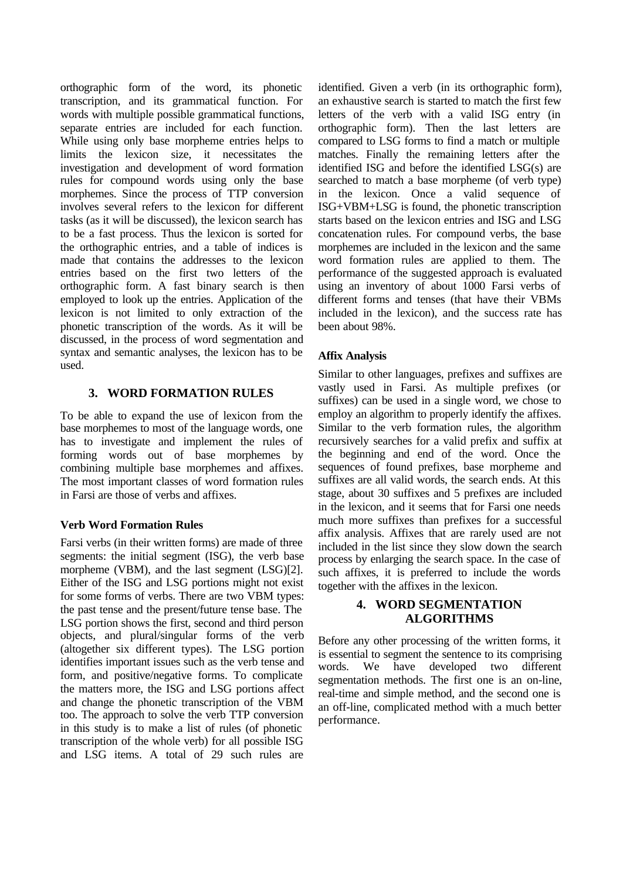orthographic form of the word, its phonetic transcription, and its grammatical function. For words with multiple possible grammatical functions, separate entries are included for each function. While using only base morpheme entries helps to limits the lexicon size, it necessitates the investigation and development of word formation rules for compound words using only the base morphemes. Since the process of TTP conversion involves several refers to the lexicon for different tasks (as it will be discussed), the lexicon search has to be a fast process. Thus the lexicon is sorted for the orthographic entries, and a table of indices is made that contains the addresses to the lexicon entries based on the first two letters of the orthographic form. A fast binary search is then employed to look up the entries. Application of the lexicon is not limited to only extraction of the phonetic transcription of the words. As it will be discussed, in the process of word segmentation and syntax and semantic analyses, the lexicon has to be used.

## 3. WORD FORMATION RULES

To be able to expand the use of lexicon from the base morphemes to most of the language words, one has to investigate and implement the rules of forming words out of base morphemes by combining multiple base morphemes and affixes. The most important classes of word formation rules in Farsi are those of verbs and affixes.

### Verb Word Formation Rules

Farsi verbs (in their written forms) are made of three segments: the initial segment (ISG), the verb base morpheme (VBM), and the last segment (LSG)[2]. Either of the ISG and LSG portions might not exist for some forms of verbs. There are two VBM types: the past tense and the present/future tense base. The LSG portion shows the first, second and third person objects, and plural/singular forms of the verb (altogether six different types). The LSG portion identifies important issues such as the verb tense and form, and positive/negative forms. To complicate the matters more, the ISG and LSG portions affect and change the phonetic transcription of the VBM too. The approach to solve the verb TTP conversion in this study is to make a list of rules (of phonetic transcription of the whole verb) for all possible ISG and LSG items. A total of 29 such rules are identified. Given a verb (in its orthographic form), an exhaustive search is started to match the first few letters of the verb with a valid ISG entry (in orthographic form). Then the last letters are compared to LSG forms to find a match or multiple matches. Finally the remaining letters after the identified ISG and before the identified LSG(s) are searched to match a base morpheme (of verb type) in the lexicon. Once a valid sequence of ISG+VBM+LSG is found, the phonetic transcription starts based on the lexicon entries and ISG and LSG concatenation rules. For compound verbs, the base morphemes are included in the lexicon and the same word formation rules are applied to them. The performance of the suggested approach is evaluated using an inventory of about 1000 Farsi verbs of different forms and tenses (that have their VBMs included in the lexicon), and the success rate has been about 98%.

### Affix Analysis

Similar to other languages, prefixes and suffixes are vastly used in Farsi. As multiple prefixes (or suffixes) can be used in a single word, we chose to employ an algorithm to properly identify the affixes. Similar to the verb formation rules, the algorithm recursively searches for a valid prefix and suffix at the beginning and end of the word. Once the sequences of found prefixes, base morpheme and suffixes are all valid words, the search ends. At this stage, about 30 suffixes and 5 prefixes are included in the lexicon, and it seems that for Farsi one needs much more suffixes than prefixes for a successful affix analysis. Affixes that are rarely used are not included in the list since they slow down the search process by enlarging the search space. In the case of such affixes, it is preferred to include the words together with the affixes in the lexicon.

## 4. WORD SEGMENTATION ALGORITHMS

Before any other processing of the written forms, it is essential to segment the sentence to its comprising words. We have developed two different segmentation methods. The first one is an on-line, real-time and simple method, and the second one is an off-line, complicated method with a much better performance.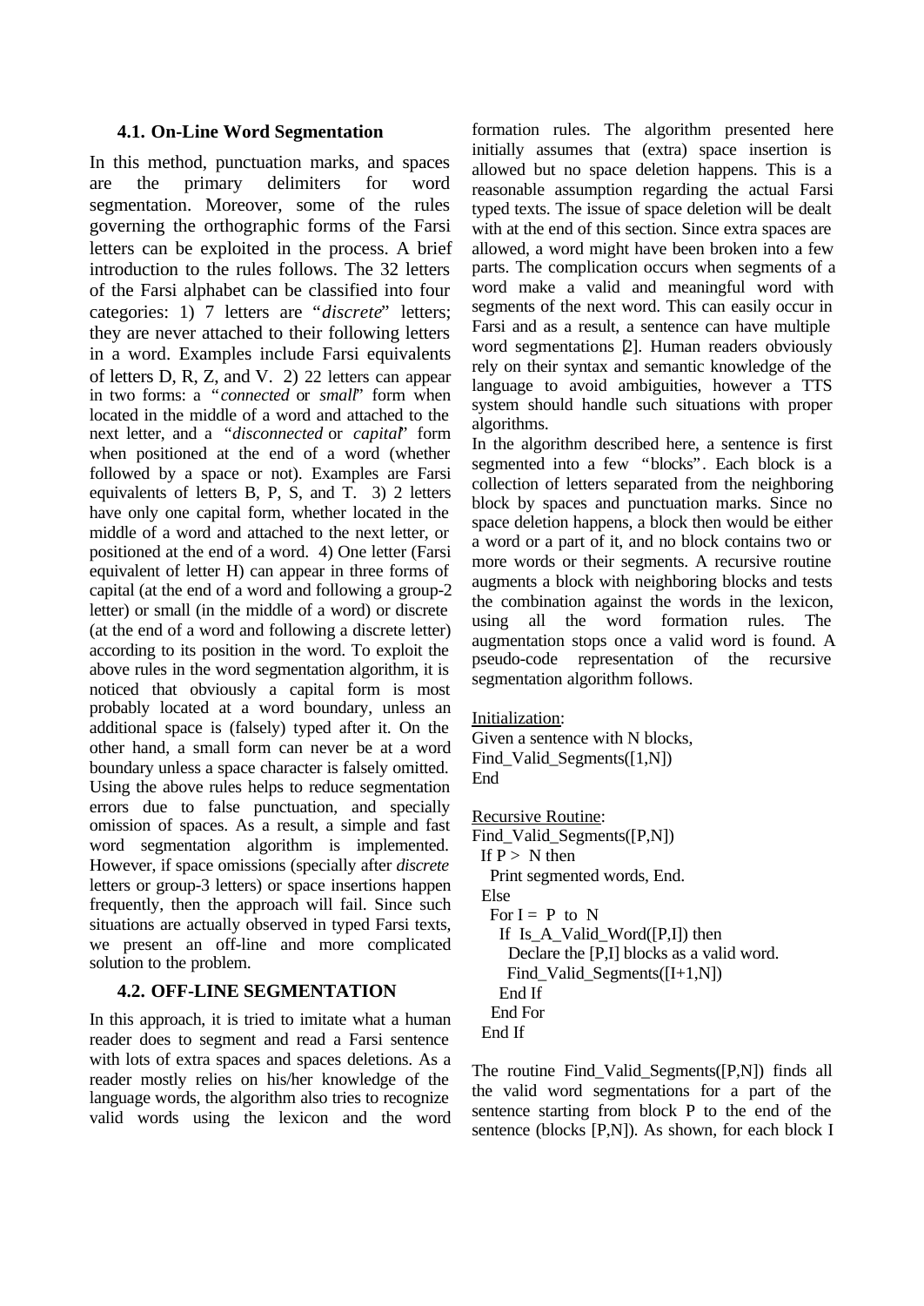### 4.1. On-Line Word Segmentation

In this method, punctuation marks, and spaces are the primary delimiters for word segmentation. Moreover, some of the rules governing the orthographic forms of the Farsi letters can be exploited in the process. A brief introduction to the rules follows. The 32 letters of the Farsi alphabet can be classified into four categories: 1) 7 letters are "*discrete*" letters; they are never attached to their following letters in a word. Examples include Farsi equivalents of letters D, R, Z, and V. 2) 22 letters can appear in two forms: a "*connected* or *small*" form when located in the middle of a word and attached to the next letter, and a "*disconnected* or *capital*" form when positioned at the end of a word (whether followed by a space or not). Examples are Farsi equivalents of letters B, P, S, and T. 3) 2 letters have only one capital form, whether located in the middle of a word and attached to the next letter, or positioned at the end of a word. 4) One letter (Farsi equivalent of letter H) can appear in three forms of capital (at the end of a word and following a group-2 letter) or small (in the middle of a word) or discrete (at the end of a word and following a discrete letter) according to its position in the word. To exploit the above rules in the word segmentation algorithm, it is noticed that obviously a capital form is most probably located at a word boundary, unless an additional space is (falsely) typed after it. On the other hand, a small form can never be at a word boundary unless a space character is falsely omitted. Using the above rules helps to reduce segmentation errors due to false punctuation, and specially omission of spaces. As a result, a simple and fast word segmentation algorithm is implemented. However, if space omissions (specially after *discrete* letters or group-3 letters) or space insertions happen frequently, then the approach will fail. Since such situations are actually observed in typed Farsi texts, we present an off-line and more complicated solution to the problem.

### 4.2. OFF-LINE SEGMENTATION

In this approach, it is tried to imitate what a human reader does to segment and read a Farsi sentence with lots of extra spaces and spaces deletions. As a reader mostly relies on his/her knowledge of the language words, the algorithm also tries to recognize valid words using the lexicon and the word formation rules. The algorithm presented here initially assumes that (extra) space insertion is allowed but no space deletion happens. This is a reasonable assumption regarding the actual Farsi typed texts. The issue of space deletion will be dealt with at the end of this section. Since extra spaces are allowed, a word might have been broken into a few parts. The complication occurs when segments of a word make a valid and meaningful word with segments of the next word. This can easily occur in Farsi and as a result, a sentence can have multiple word segmentations [2]. Human readers obviously rely on their syntax and semantic knowledge of the language to avoid ambiguities, however a TTS system should handle such situations with proper algorithms.

In the algorithm described here, a sentence is first segmented into a few "blocks". Each block is a collection of letters separated from the neighboring block by spaces and punctuation marks. Since no space deletion happens, a block then would be either a word or a part of it, and no block contains two or more words or their segments. A recursive routine augments a block with neighboring blocks and tests the combination against the words in the lexicon, using all the word formation rules. The augmentation stops once a valid word is found. A pseudo-code representation of the recursive segmentation algorithm follows.

```
Initialization:
Given a sentence with N blocks,
Find_Valid_Segments([1,N])
End

Recursive Routine:
Find_Valid_Segments([P,N])
  If P > N then
    Print segmented words, End.
  Else
    For I = P to N
      If Is_A_Valid_Word([P,I]) then
        Declare the [P,I] blocks as a valid word.
        Find_Valid_Segments([I+1,N])
      End If
    End For
  End If
```

The routine Find_Valid_Segments([P,N]) finds all the valid word segmentations for a part of the sentence starting from block P to the end of the sentence (blocks [P,N]). As shown, for each block I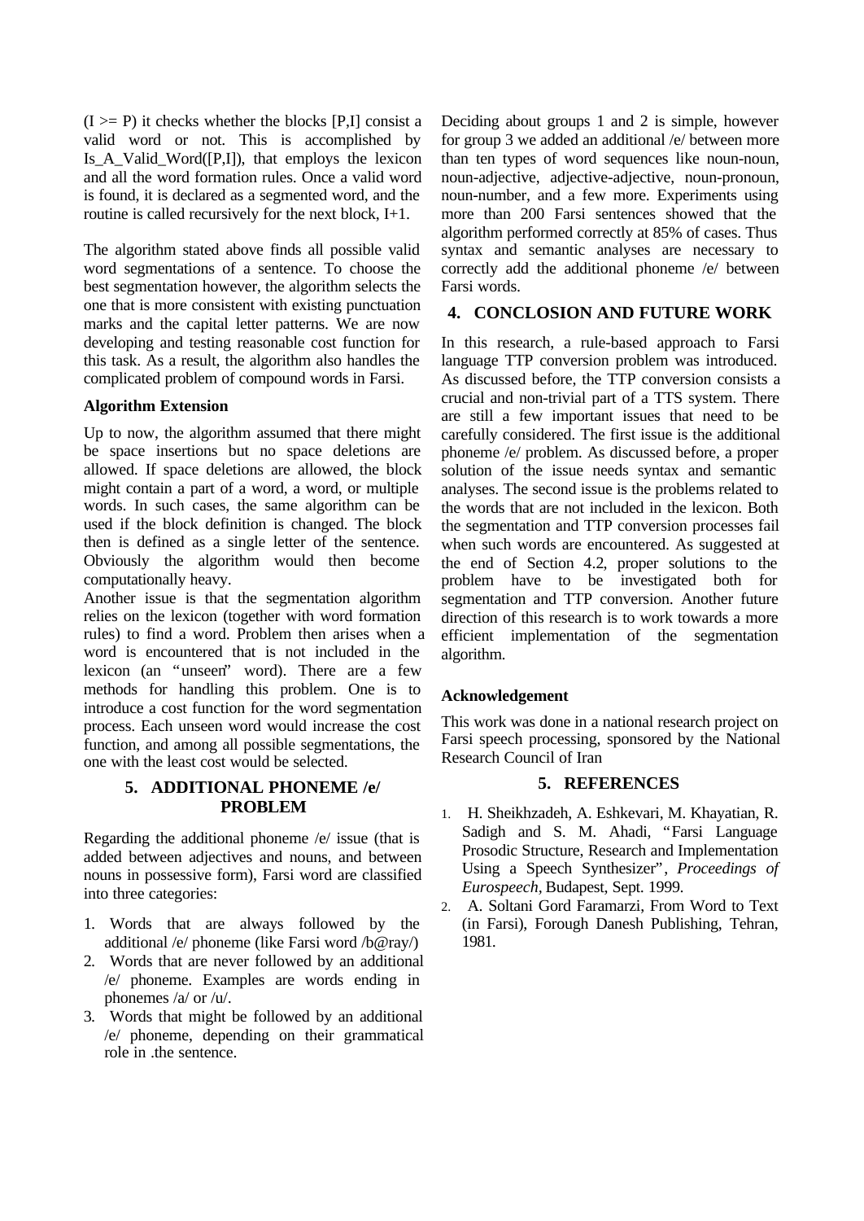(I >= P) it checks whether the blocks [P,I] consist a valid word or not. This is accomplished by Is_A_Valid_Word([P,I]), that employs the lexicon and all the word formation rules. Once a valid word is found, it is declared as a segmented word, and the routine is called recursively for the next block, I+1.

The algorithm stated above finds all possible valid word segmentations of a sentence. To choose the best segmentation however, the algorithm selects the one that is more consistent with existing punctuation marks and the capital letter patterns. We are now developing and testing reasonable cost function for this task. As a result, the algorithm also handles the complicated problem of compound words in Farsi.

**Algorithm Extension**

Up to now, the algorithm assumed that there might be space insertions but no space deletions are allowed. If space deletions are allowed, the block might contain a part of a word, a word, or multiple words. In such cases, the same algorithm can be used if the block definition is changed. The block then is defined as a single letter of the sentence. Obviously the algorithm would then become computationally heavy.

Another issue is that the segmentation algorithm relies on the lexicon (together with word formation rules) to find a word. Problem then arises when a word is encountered that is not included in the lexicon (an "unseen" word). There are a few methods for handling this problem. One is to introduce a cost function for the word segmentation process. Each unseen word would increase the cost function, and among all possible segmentations, the one with the least cost would be selected.

## 5. ADDITIONAL PHONEME /e/ PROBLEM

Regarding the additional phoneme /e/ issue (that is added between adjectives and nouns, and between nouns in possessive form), Farsi word are classified into three categories:

1. Words that are always followed by the additional /e/ phoneme (like Farsi word /b@ray/)
2. Words that are never followed by an additional /e/ phoneme. Examples are words ending in phonemes /a/ or /u/.
3. Words that might be followed by an additional /e/ phoneme, depending on their grammatical role in .the sentence.

Deciding about groups 1 and 2 is simple, however for group 3 we added an additional /e/ between more than ten types of word sequences like noun-noun, noun-adjective, adjective-adjective, noun-pronoun, noun-number, and a few more. Experiments using more than 200 Farsi sentences showed that the algorithm performed correctly at 85% of cases. Thus syntax and semantic analyses are necessary to correctly add the additional phoneme /e/ between Farsi words.

## 4. CONCLOSION AND FUTURE WORK

In this research, a rule-based approach to Farsi language TTP conversion problem was introduced. As discussed before, the TTP conversion consists a crucial and non-trivial part of a TTS system. There are still a few important issues that need to be carefully considered. The first issue is the additional phoneme /e/ problem. As discussed before, a proper solution of the issue needs syntax and semantic analyses. The second issue is the problems related to the words that are not included in the lexicon. Both the segmentation and TTP conversion processes fail when such words are encountered. As suggested at the end of Section 4.2, proper solutions to the problem have to be investigated both for segmentation and TTP conversion. Another future direction of this research is to work towards a more efficient implementation of the segmentation algorithm.

**Acknowledgement**

This work was done in a national research project on Farsi speech processing, sponsored by the National Research Council of Iran

## 5. REFERENCES

1. H. Sheikhzadeh, A. Eshkevari, M. Khayatian, R. Sadigh and S. M. Ahadi, "Farsi Language Prosodic Structure, Research and Implementation Using a Speech Synthesizer", *Proceedings of Eurospeech*, Budapest, Sept. 1999.
2. A. Soltani Gord Faramarzi, From Word to Text (in Farsi), Forough Danesh Publishing, Tehran, 1981.